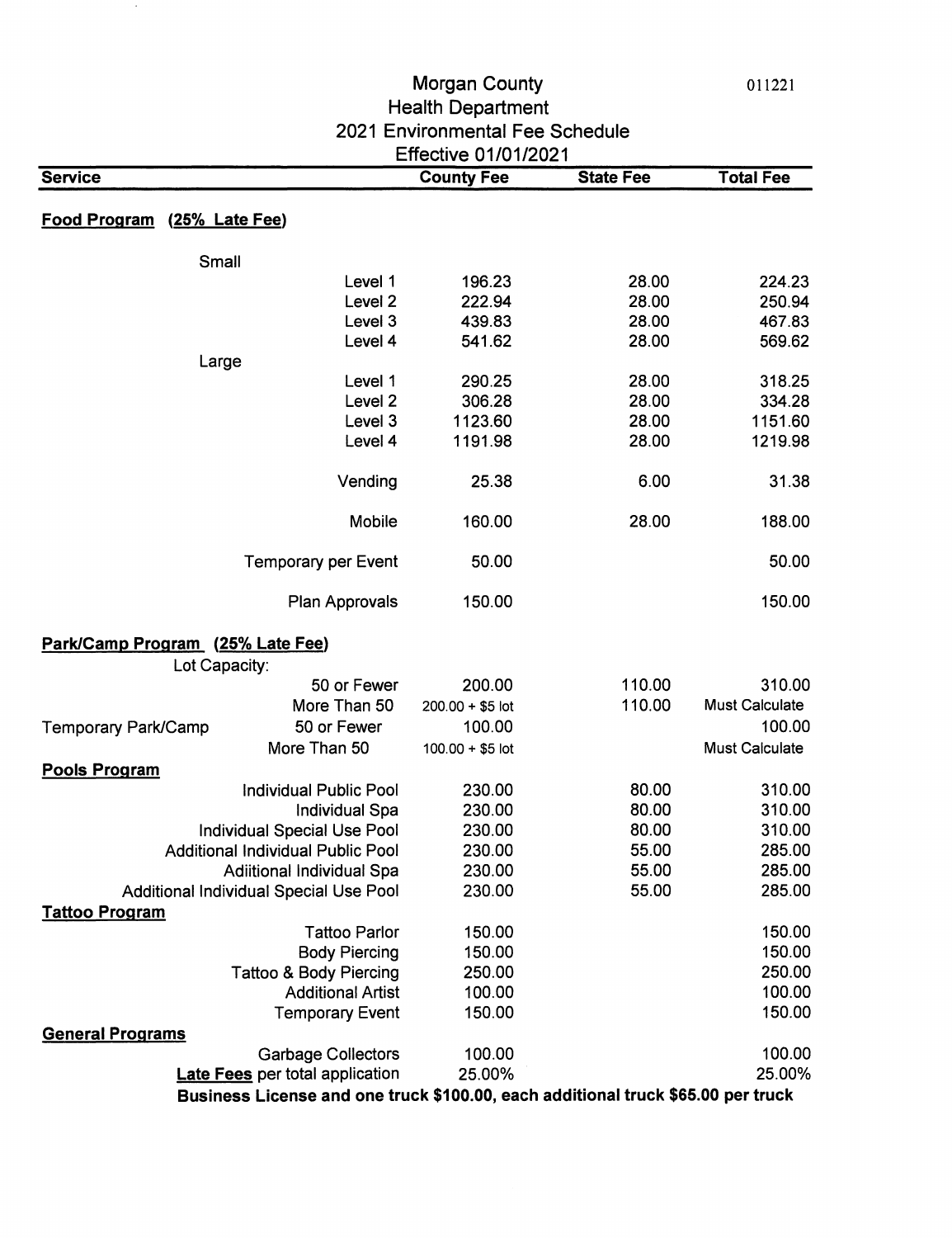# Morgan County Health Department

## 2021 Environmental Fee Schedule

Effective 01/01/2021

011221

| Service | | County Fee | State Fee | Total Fee |
|---|---|---|---|---|
| **Food Program (25% Late Fee)** | | | | |
| Small | | | | |
| | Level 1 | 196.23 | 28.00 | 224.23 |
| | Level 2 | 222.94 | 28.00 | 250.94 |
| | Level 3 | 439.83 | 28.00 | 467.83 |
| | Level 4 | 541.62 | 28.00 | 569.62 |
| Large | | | | |
| | Level 1 | 290.25 | 28.00 | 318.25 |
| | Level 2 | 306.28 | 28.00 | 334.28 |
| | Level 3 | 1123.60 | 28.00 | 1151.60 |
| | Level 4 | 1191.98 | 28.00 | 1219.98 |
| | Vending | 25.38 | 6.00 | 31.38 |
| | Mobile | 160.00 | 28.00 | 188.00 |
| | Temporary per Event | 50.00 | | 50.00 |
| | Plan Approvals | 150.00 | | 150.00 |
| **Park/Camp Program (25% Late Fee)** | | | | |
| Lot Capacity: | | | | |
| | 50 or Fewer | 200.00 | 110.00 | 310.00 |
| | More Than 50 | 200.00 + $5 lot | 110.00 | Must Calculate |
| Temporary Park/Camp | 50 or Fewer | 100.00 | | 100.00 |
| | More Than 50 | 100.00 + $5 lot | | Must Calculate |
| **Pools Program** | | | | |
| | Individual Public Pool | 230.00 | 80.00 | 310.00 |
| | Individual Spa | 230.00 | 80.00 | 310.00 |
| | Individual Special Use Pool | 230.00 | 80.00 | 310.00 |
| | Additional Individual Public Pool | 230.00 | 55.00 | 285.00 |
| | Adiitional Individual Spa | 230.00 | 55.00 | 285.00 |
| | Additional Individual Special Use Pool | 230.00 | 55.00 | 285.00 |
| **Tattoo Program** | | | | |
| | Tattoo Parlor | 150.00 | | 150.00 |
| | Body Piercing | 150.00 | | 150.00 |
| | Tattoo & Body Piercing | 250.00 | | 250.00 |
| | Additional Artist | 100.00 | | 100.00 |
| | Temporary Event | 150.00 | | 150.00 |
| **General Programs** | | | | |
| | Garbage Collectors | 100.00 | | 100.00 |
| | **Late Fees** per total application | 25.00% | | 25.00% |

**Business License and one truck $100.00, each additional truck $65.00 per truck**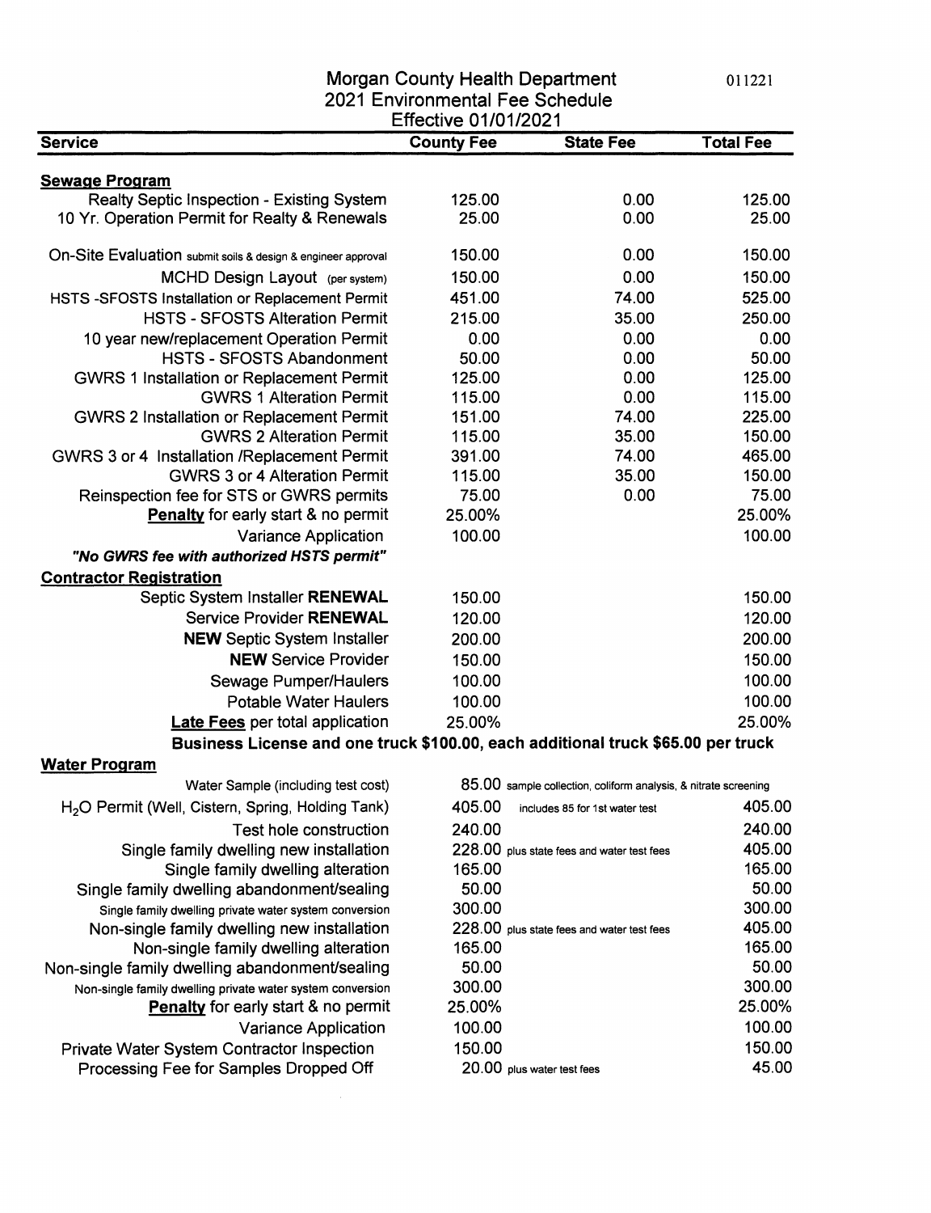# Morgan County Health Department

## 2021 Environmental Fee Schedule

Effective 01/01/2021

011221

| Service | County Fee | State Fee | Total Fee |
|---|---|---|---|
| **Sewage Program** | | | |
| Realty Septic Inspection - Existing System | 125.00 | 0.00 | 125.00 |
| 10 Yr. Operation Permit for Realty & Renewals | 25.00 | 0.00 | 25.00 |
| On-Site Evaluation submit soils & design & engineer approval | 150.00 | 0.00 | 150.00 |
| MCHD Design Layout (per system) | 150.00 | 0.00 | 150.00 |
| HSTS -SFOSTS Installation or Replacement Permit | 451.00 | 74.00 | 525.00 |
| HSTS - SFOSTS Alteration Permit | 215.00 | 35.00 | 250.00 |
| 10 year new/replacement Operation Permit | 0.00 | 0.00 | 0.00 |
| HSTS - SFOSTS Abandonment | 50.00 | 0.00 | 50.00 |
| GWRS 1 Installation or Replacement Permit | 125.00 | 0.00 | 125.00 |
| GWRS 1 Alteration Permit | 115.00 | 0.00 | 115.00 |
| GWRS 2 Installation or Replacement Permit | 151.00 | 74.00 | 225.00 |
| GWRS 2 Alteration Permit | 115.00 | 35.00 | 150.00 |
| GWRS 3 or 4 Installation /Replacement Permit | 391.00 | 74.00 | 465.00 |
| GWRS 3 or 4 Alteration Permit | 115.00 | 35.00 | 150.00 |
| Reinspection fee for STS or GWRS permits | 75.00 | 0.00 | 75.00 |
| **Penalty** for early start & no permit | 25.00% | | 25.00% |
| Variance Application | 100.00 | | 100.00 |
| ***"No GWRS fee with authorized HSTS permit"*** | | | |
| **Contractor Registration** | | | |
| Septic System Installer **RENEWAL** | 150.00 | | 150.00 |
| Service Provider **RENEWAL** | 120.00 | | 120.00 |
| **NEW** Septic System Installer | 200.00 | | 200.00 |
| **NEW** Service Provider | 150.00 | | 150.00 |
| Sewage Pumper/Haulers | 100.00 | | 100.00 |
| Potable Water Haulers | 100.00 | | 100.00 |
| **Late Fees** per total application | 25.00% | | 25.00% |
| **Business License and one truck $100.00, each additional truck $65.00 per truck** | | | |
| **Water Program** | | | |
| Water Sample (including test cost) | 85.00 sample collection, coliform analysis, & nitrate screening | | |
| $H_2O$ Permit (Well, Cistern, Spring, Holding Tank) | 405.00 | includes 85 for 1st water test | 405.00 |
| Test hole construction | 240.00 | | 240.00 |
| Single family dwelling new installation | 228.00 | plus state fees and water test fees | 405.00 |
| Single family dwelling alteration | 165.00 | | 165.00 |
| Single family dwelling abandonment/sealing | 50.00 | | 50.00 |
| Single family dwelling private water system conversion | 300.00 | | 300.00 |
| Non-single family dwelling new installation | 228.00 | plus state fees and water test fees | 405.00 |
| Non-single family dwelling alteration | 165.00 | | 165.00 |
| Non-single family dwelling abandonment/sealing | 50.00 | | 50.00 |
| Non-single family dwelling private water system conversion | 300.00 | | 300.00 |
| **Penalty** for early start & no permit | 25.00% | | 25.00% |
| Variance Application | 100.00 | | 100.00 |
| Private Water System Contractor Inspection | 150.00 | | 150.00 |
| Processing Fee for Samples Dropped Off | 20.00 | plus water test fees | 45.00 |